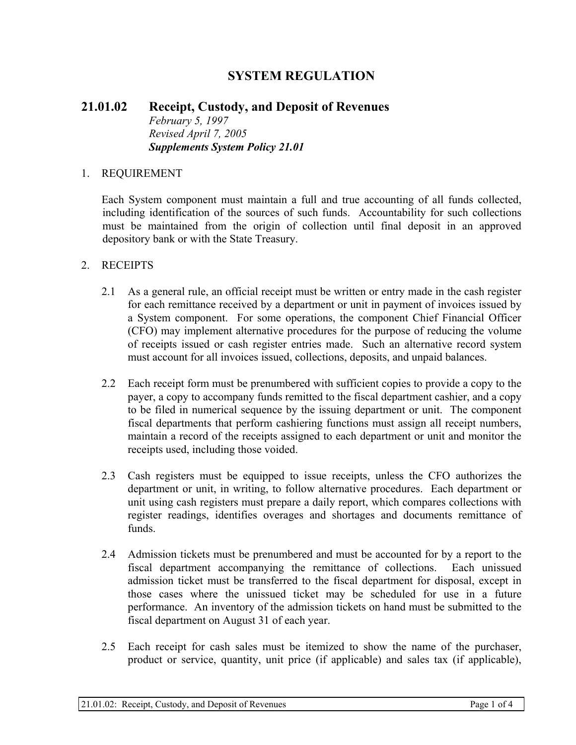# SYSTEM REGULATION

## 21.01.02 Receipt, Custody, and Deposit of Revenues

*February 5, 1997*
*Revised April 7, 2005*
***Supplements System Policy 21.01***

1. REQUIREMENT

   Each System component must maintain a full and true accounting of all funds collected, including identification of the sources of such funds. Accountability for such collections must be maintained from the origin of collection until final deposit in an approved depository bank or with the State Treasury.

2. RECEIPTS

   2.1 As a general rule, an official receipt must be written or entry made in the cash register for each remittance received by a department or unit in payment of invoices issued by a System component. For some operations, the component Chief Financial Officer (CFO) may implement alternative procedures for the purpose of reducing the volume of receipts issued or cash register entries made. Such an alternative record system must account for all invoices issued, collections, deposits, and unpaid balances.

   2.2 Each receipt form must be prenumbered with sufficient copies to provide a copy to the payer, a copy to accompany funds remitted to the fiscal department cashier, and a copy to be filed in numerical sequence by the issuing department or unit. The component fiscal departments that perform cashiering functions must assign all receipt numbers, maintain a record of the receipts assigned to each department or unit and monitor the receipts used, including those voided.

   2.3 Cash registers must be equipped to issue receipts, unless the CFO authorizes the department or unit, in writing, to follow alternative procedures. Each department or unit using cash registers must prepare a daily report, which compares collections with register readings, identifies overages and shortages and documents remittance of funds.

   2.4 Admission tickets must be prenumbered and must be accounted for by a report to the fiscal department accompanying the remittance of collections. Each unissued admission ticket must be transferred to the fiscal department for disposal, except in those cases where the unissued ticket may be scheduled for use in a future performance. An inventory of the admission tickets on hand must be submitted to the fiscal department on August 31 of each year.

   2.5 Each receipt for cash sales must be itemized to show the name of the purchaser, product or service, quantity, unit price (if applicable) and sales tax (if applicable),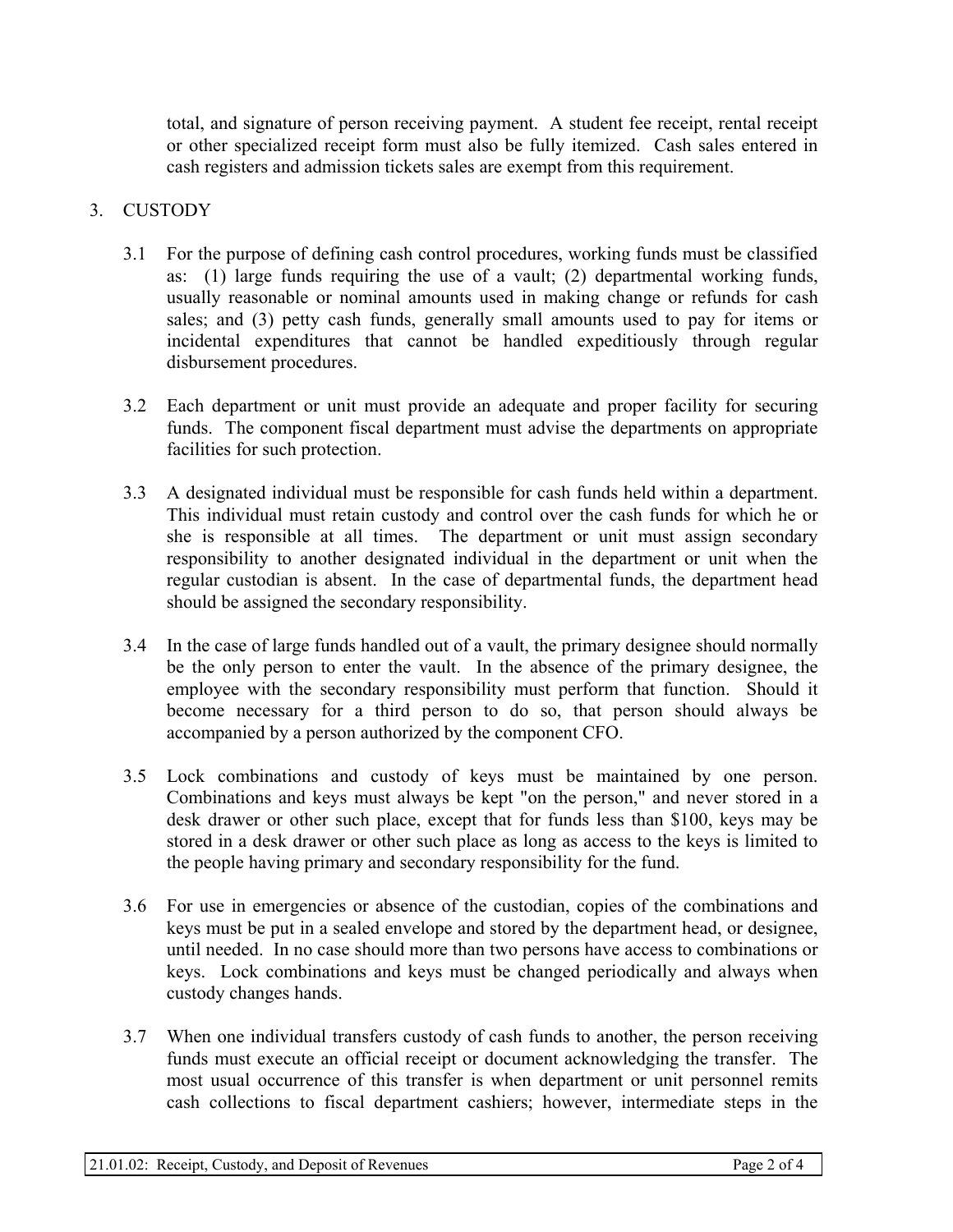total, and signature of person receiving payment. A student fee receipt, rental receipt or other specialized receipt form must also be fully itemized. Cash sales entered in cash registers and admission tickets sales are exempt from this requirement.

3. CUSTODY

3.1 For the purpose of defining cash control procedures, working funds must be classified as: (1) large funds requiring the use of a vault; (2) departmental working funds, usually reasonable or nominal amounts used in making change or refunds for cash sales; and (3) petty cash funds, generally small amounts used to pay for items or incidental expenditures that cannot be handled expeditiously through regular disbursement procedures.

3.2 Each department or unit must provide an adequate and proper facility for securing funds. The component fiscal department must advise the departments on appropriate facilities for such protection.

3.3 A designated individual must be responsible for cash funds held within a department. This individual must retain custody and control over the cash funds for which he or she is responsible at all times. The department or unit must assign secondary responsibility to another designated individual in the department or unit when the regular custodian is absent. In the case of departmental funds, the department head should be assigned the secondary responsibility.

3.4 In the case of large funds handled out of a vault, the primary designee should normally be the only person to enter the vault. In the absence of the primary designee, the employee with the secondary responsibility must perform that function. Should it become necessary for a third person to do so, that person should always be accompanied by a person authorized by the component CFO.

3.5 Lock combinations and custody of keys must be maintained by one person. Combinations and keys must always be kept "on the person," and never stored in a desk drawer or other such place, except that for funds less than $100, keys may be stored in a desk drawer or other such place as long as access to the keys is limited to the people having primary and secondary responsibility for the fund.

3.6 For use in emergencies or absence of the custodian, copies of the combinations and keys must be put in a sealed envelope and stored by the department head, or designee, until needed. In no case should more than two persons have access to combinations or keys. Lock combinations and keys must be changed periodically and always when custody changes hands.

3.7 When one individual transfers custody of cash funds to another, the person receiving funds must execute an official receipt or document acknowledging the transfer. The most usual occurrence of this transfer is when department or unit personnel remits cash collections to fiscal department cashiers; however, intermediate steps in the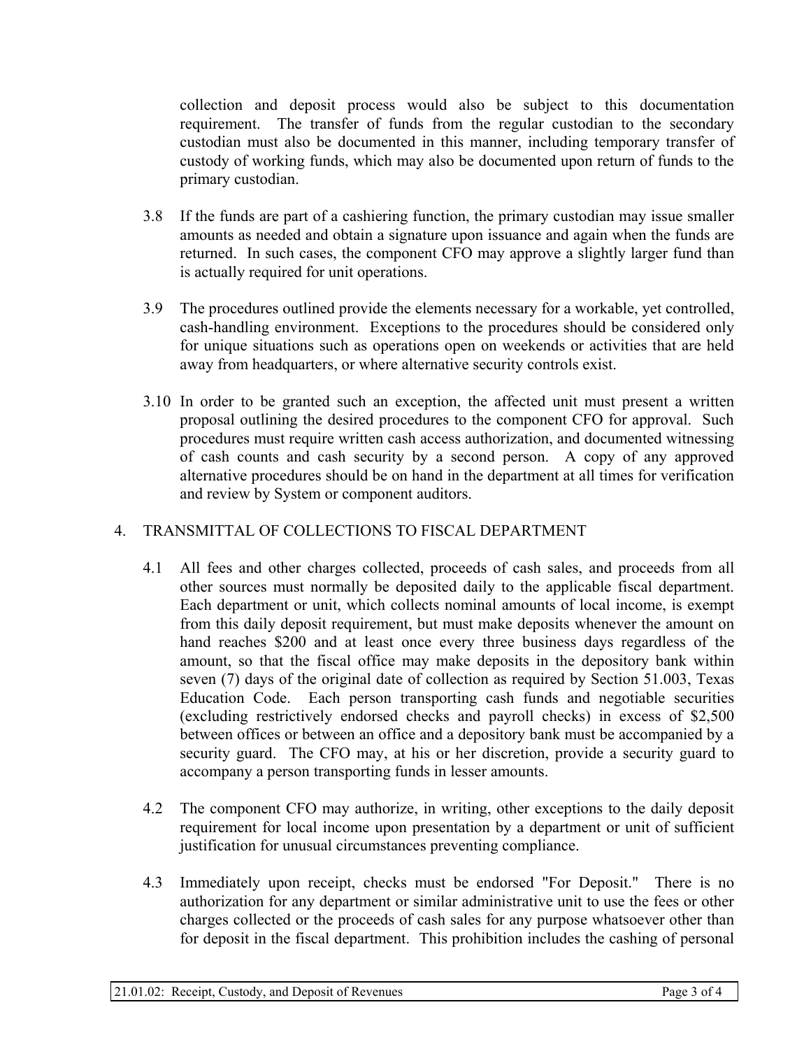collection and deposit process would also be subject to this documentation requirement. The transfer of funds from the regular custodian to the secondary custodian must also be documented in this manner, including temporary transfer of custody of working funds, which may also be documented upon return of funds to the primary custodian.

3.8 If the funds are part of a cashiering function, the primary custodian may issue smaller amounts as needed and obtain a signature upon issuance and again when the funds are returned. In such cases, the component CFO may approve a slightly larger fund than is actually required for unit operations.

3.9 The procedures outlined provide the elements necessary for a workable, yet controlled, cash-handling environment. Exceptions to the procedures should be considered only for unique situations such as operations open on weekends or activities that are held away from headquarters, or where alternative security controls exist.

3.10 In order to be granted such an exception, the affected unit must present a written proposal outlining the desired procedures to the component CFO for approval. Such procedures must require written cash access authorization, and documented witnessing of cash counts and cash security by a second person. A copy of any approved alternative procedures should be on hand in the department at all times for verification and review by System or component auditors.

## 4. TRANSMITTAL OF COLLECTIONS TO FISCAL DEPARTMENT

4.1 All fees and other charges collected, proceeds of cash sales, and proceeds from all other sources must normally be deposited daily to the applicable fiscal department. Each department or unit, which collects nominal amounts of local income, is exempt from this daily deposit requirement, but must make deposits whenever the amount on hand reaches $200 and at least once every three business days regardless of the amount, so that the fiscal office may make deposits in the depository bank within seven (7) days of the original date of collection as required by Section 51.003, Texas Education Code. Each person transporting cash funds and negotiable securities (excluding restrictively endorsed checks and payroll checks) in excess of $2,500 between offices or between an office and a depository bank must be accompanied by a security guard. The CFO may, at his or her discretion, provide a security guard to accompany a person transporting funds in lesser amounts.

4.2 The component CFO may authorize, in writing, other exceptions to the daily deposit requirement for local income upon presentation by a department or unit of sufficient justification for unusual circumstances preventing compliance.

4.3 Immediately upon receipt, checks must be endorsed "For Deposit." There is no authorization for any department or similar administrative unit to use the fees or other charges collected or the proceeds of cash sales for any purpose whatsoever other than for deposit in the fiscal department. This prohibition includes the cashing of personal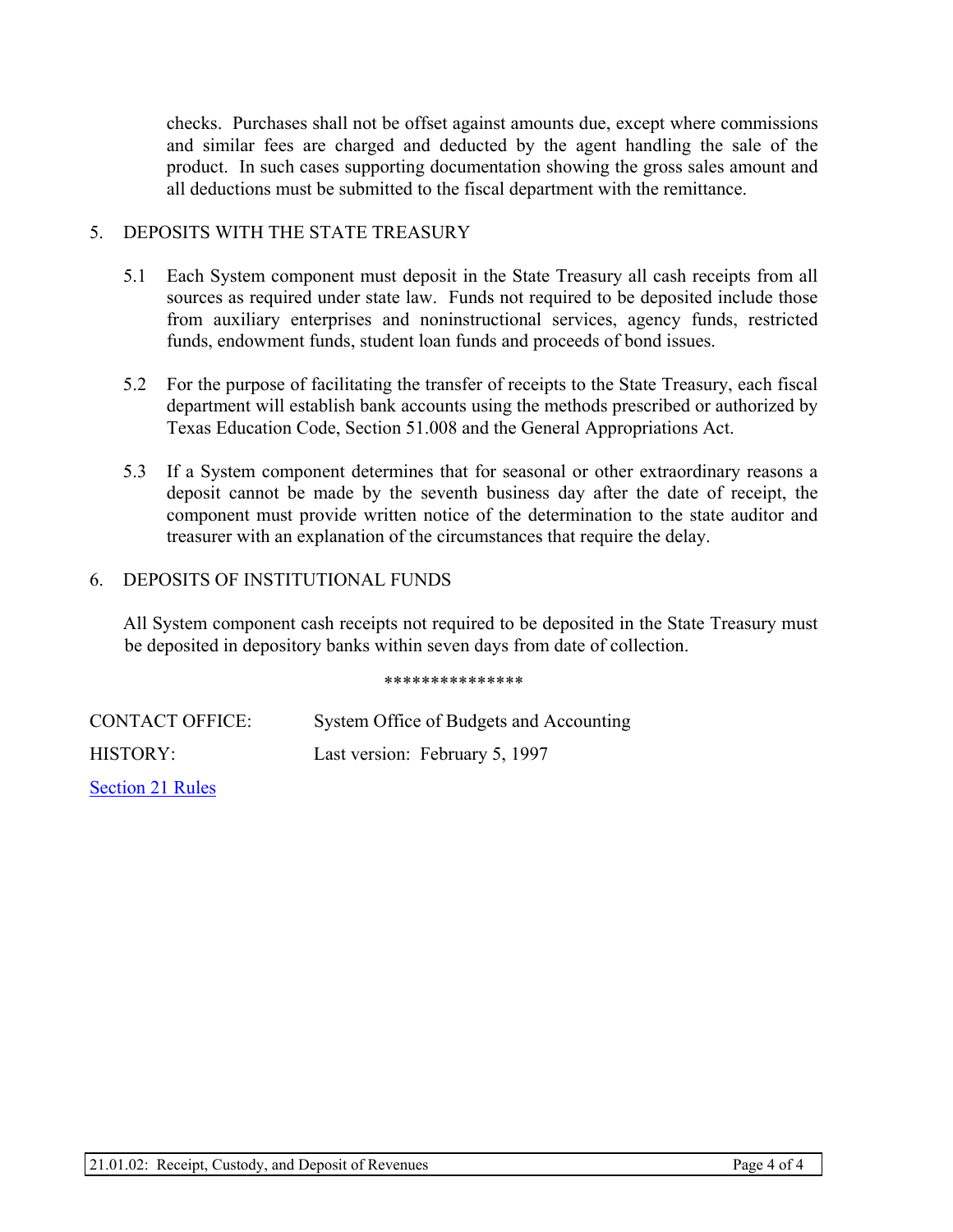checks. Purchases shall not be offset against amounts due, except where commissions and similar fees are charged and deducted by the agent handling the sale of the product. In such cases supporting documentation showing the gross sales amount and all deductions must be submitted to the fiscal department with the remittance.

## 5. DEPOSITS WITH THE STATE TREASURY

5.1 Each System component must deposit in the State Treasury all cash receipts from all sources as required under state law. Funds not required to be deposited include those from auxiliary enterprises and noninstructional services, agency funds, restricted funds, endowment funds, student loan funds and proceeds of bond issues.

5.2 For the purpose of facilitating the transfer of receipts to the State Treasury, each fiscal department will establish bank accounts using the methods prescribed or authorized by Texas Education Code, Section 51.008 and the General Appropriations Act.

5.3 If a System component determines that for seasonal or other extraordinary reasons a deposit cannot be made by the seventh business day after the date of receipt, the component must provide written notice of the determination to the state auditor and treasurer with an explanation of the circumstances that require the delay.

## 6. DEPOSITS OF INSTITUTIONAL FUNDS

All System component cash receipts not required to be deposited in the State Treasury must be deposited in depository banks within seven days from date of collection.

***************

CONTACT OFFICE: System Office of Budgets and Accounting

HISTORY: Last version: February 5, 1997

[Section 21 Rules]